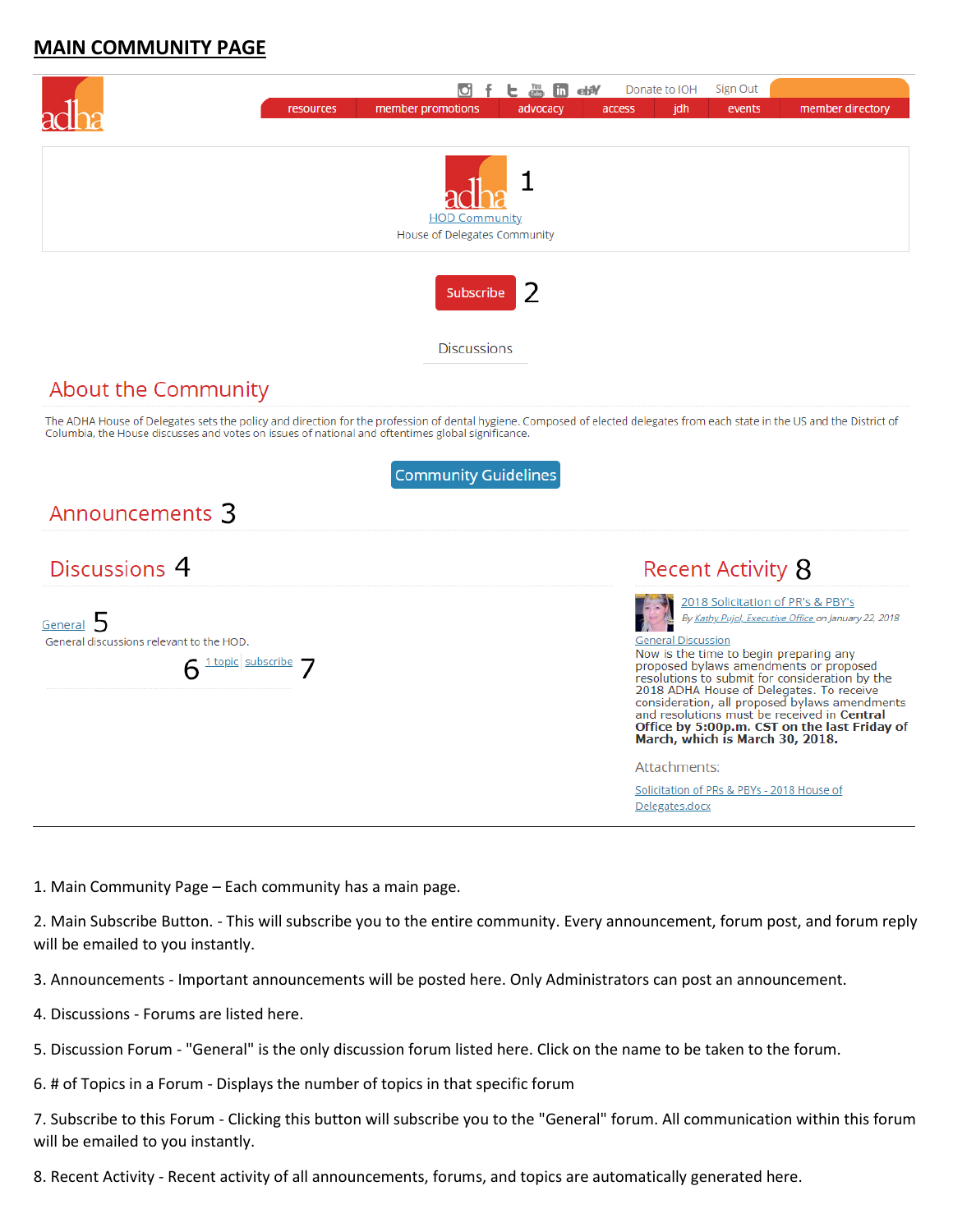# MAIN COMMUNITY PAGE

Donate to IOH   Sign Out

resources | member promotions | advocacy | access | jdh | events | member directory

1

HOD Community

House of Delegates Community

Subscribe 2

Discussions

## About the Community

The ADHA House of Delegates sets the policy and direction for the profession of dental hygiene. Composed of elected delegates from each state in the US and the District of Columbia, the House discusses and votes on issues of national and oftentimes global significance.

Community Guidelines

## Announcements 3

## Discussions 4

General 5

General discussions relevant to the HOD.

6 1 topic | subscribe 7

## Recent Activity 8

2018 Solicitation of PR's & PBY's

*By Kathy Pujol, Executive Office on January 22, 2018*

General Discussion

Now is the time to begin preparing any proposed bylaws amendments or proposed resolutions to submit for consideration by the 2018 ADHA House of Delegates. To receive consideration, all proposed bylaws amendments and resolutions must be received in **Central Office by 5:00p.m. CST on the last Friday of March, which is March 30, 2018.**

Attachments:

Solicitation of PRs & PBYs - 2018 House of Delegates.docx

---

1. Main Community Page – Each community has a main page.

2. Main Subscribe Button. - This will subscribe you to the entire community. Every announcement, forum post, and forum reply will be emailed to you instantly.

3. Announcements - Important announcements will be posted here. Only Administrators can post an announcement.

4. Discussions - Forums are listed here.

5. Discussion Forum - "General" is the only discussion forum listed here. Click on the name to be taken to the forum.

6. # of Topics in a Forum - Displays the number of topics in that specific forum

7. Subscribe to this Forum - Clicking this button will subscribe you to the "General" forum. All communication within this forum will be emailed to you instantly.

8. Recent Activity - Recent activity of all announcements, forums, and topics are automatically generated here.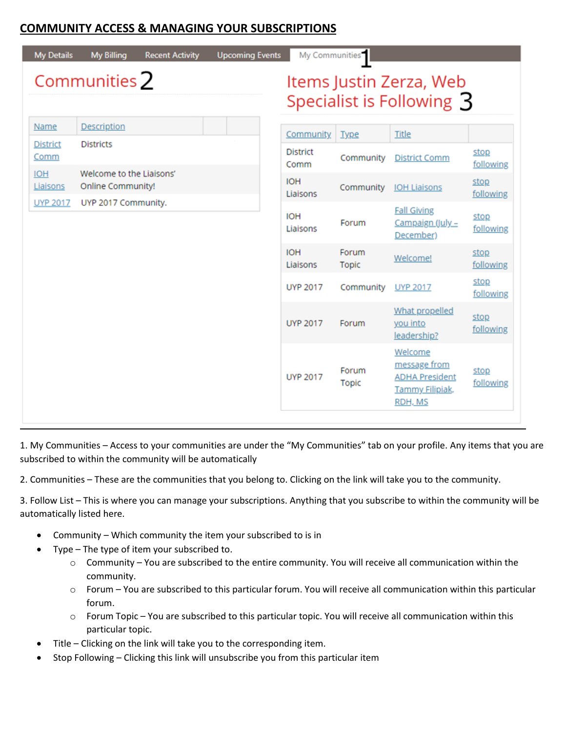## COMMUNITY ACCESS & MANAGING YOUR SUBSCRIPTIONS

My Details | My Billing | Recent Activity | Upcoming Events | My Communities 1

## Communities 2

| Name | Description | | |
|---|---|---|---|
| District Comm | Districts | | |
| IOH Liaisons | Welcome to the Liaisons' Online Community! | | |
| UYP 2017 | UYP 2017 Community. | | |

## Items Justin Zerza, Web Specialist is Following 3

| Community | Type | Title | |
|---|---|---|---|
| District Comm | Community | District Comm | stop following |
| IOH Liaisons | Community | IOH Liaisons | stop following |
| IOH Liaisons | Forum | Fall Giving Campaign (July – December) | stop following |
| IOH Liaisons | Forum Topic | Welcome! | stop following |
| UYP 2017 | Community | UYP 2017 | stop following |
| UYP 2017 | Forum | What propelled you into leadership? | stop following |
| UYP 2017 | Forum Topic | Welcome message from ADHA President Tammy Filipiak, RDH, MS | stop following |

---

1. My Communities – Access to your communities are under the "My Communities" tab on your profile. Any items that you are subscribed to within the community will be automatically

2. Communities – These are the communities that you belong to. Clicking on the link will take you to the community.

3. Follow List – This is where you can manage your subscriptions. Anything that you subscribe to within the community will be automatically listed here.

- Community – Which community the item your subscribed to is in
- Type – The type of item your subscribed to.
  - Community – You are subscribed to the entire community. You will receive all communication within the community.
  - Forum – You are subscribed to this particular forum. You will receive all communication within this particular forum.
  - Forum Topic – You are subscribed to this particular topic. You will receive all communication within this particular topic.
- Title – Clicking on the link will take you to the corresponding item.
- Stop Following – Clicking this link will unsubscribe you from this particular item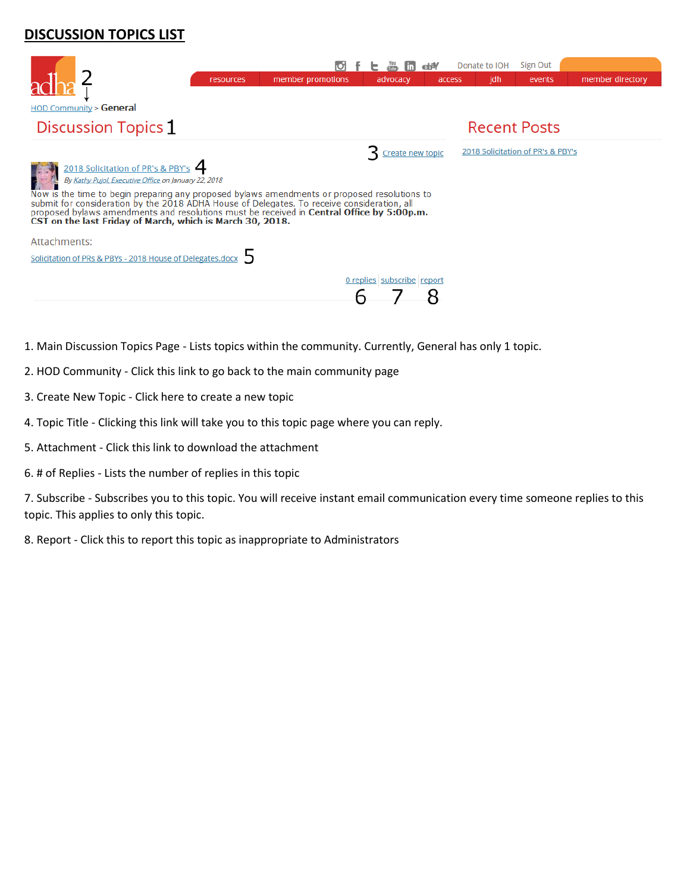# DISCUSSION TOPICS LIST

Donate to IOH | Sign Out

resources | member promotions | advocacy | access | jdh | events | member directory

2

HOD Community > **General**

## Discussion Topics 1

3 Create new topic

2018 Solicitation of PR's & PBY's 4

*By Kathy Pujol, Executive Office on January 22, 2018*

Now is the time to begin preparing any proposed bylaws amendments or proposed resolutions to submit for consideration by the 2018 ADHA House of Delegates. To receive consideration, all proposed bylaws amendments and resolutions must be received in **Central Office by 5:00p.m. CST on the last Friday of March, which is March 30, 2018.**

Attachments:

Solicitation of PRs & PBYs - 2018 House of Delegates.docx 5

0 replies | subscribe | report

6 7 8

## Recent Posts

2018 Solicitation of PR's & PBY's

1. Main Discussion Topics Page - Lists topics within the community. Currently, General has only 1 topic.

2. HOD Community - Click this link to go back to the main community page

3. Create New Topic - Click here to create a new topic

4. Topic Title - Clicking this link will take you to this topic page where you can reply.

5. Attachment - Click this link to download the attachment

6. # of Replies - Lists the number of replies in this topic

7. Subscribe - Subscribes you to this topic. You will receive instant email communication every time someone replies to this topic. This applies to only this topic.

8. Report - Click this to report this topic as inappropriate to Administrators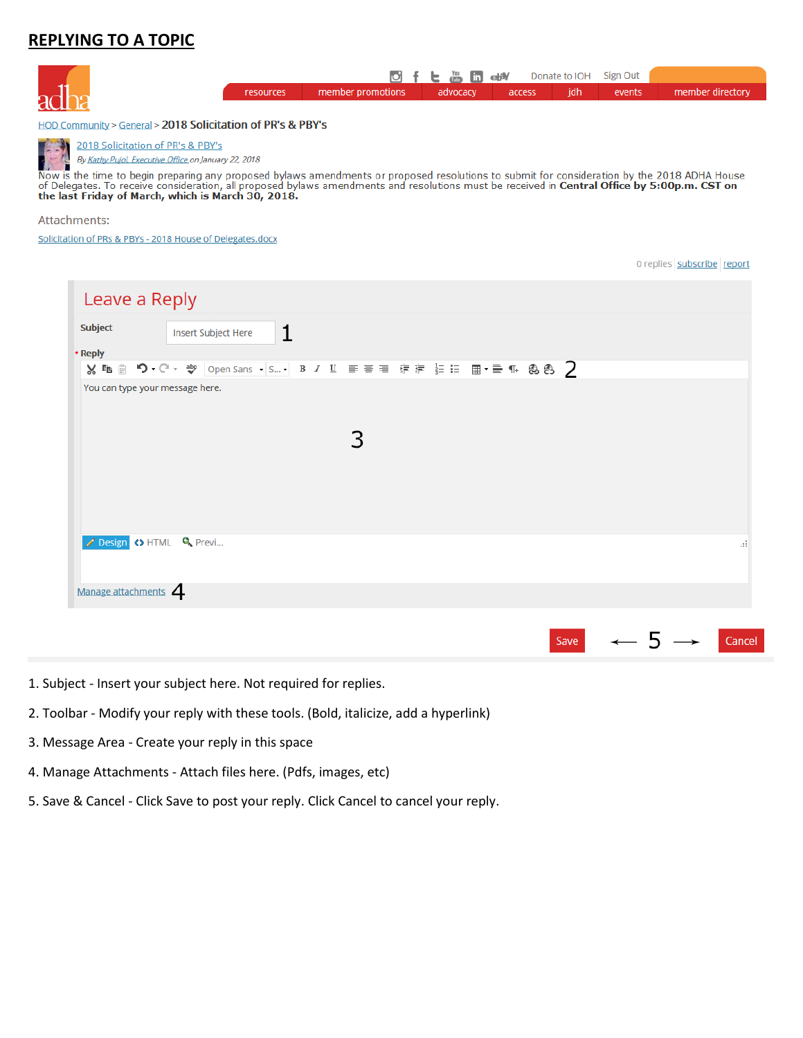## REPLYING TO A TOPIC

HOD Community > General > 2018 Solicitation of PR's & PBY's

2018 Solicitation of PR's & PBY's

*By Kathy Pujol, Executive Office on January 22, 2018*

Now is the time to begin preparing any proposed bylaws amendments or proposed resolutions to submit for consideration by the 2018 ADHA House of Delegates. To receive consideration, all proposed bylaws amendments and resolutions must be received in **Central Office by 5:00p.m. CST on the last Friday of March, which is March 30, 2018.**

Attachments:

Solicitation of PRs & PBYs - 2018 House of Delegates.docx

0 replies subscribe report

Leave a Reply

Subject: Insert Subject Here 1

* Reply 2

You can type your message here.

3

Design HTML Previ...

Manage attachments 4

Save ← 5 → Cancel

1. Subject - Insert your subject here. Not required for replies.
2. Toolbar - Modify your reply with these tools. (Bold, italicize, add a hyperlink)
3. Message Area - Create your reply in this space
4. Manage Attachments - Attach files here. (Pdfs, images, etc)
5. Save & Cancel - Click Save to post your reply. Click Cancel to cancel your reply.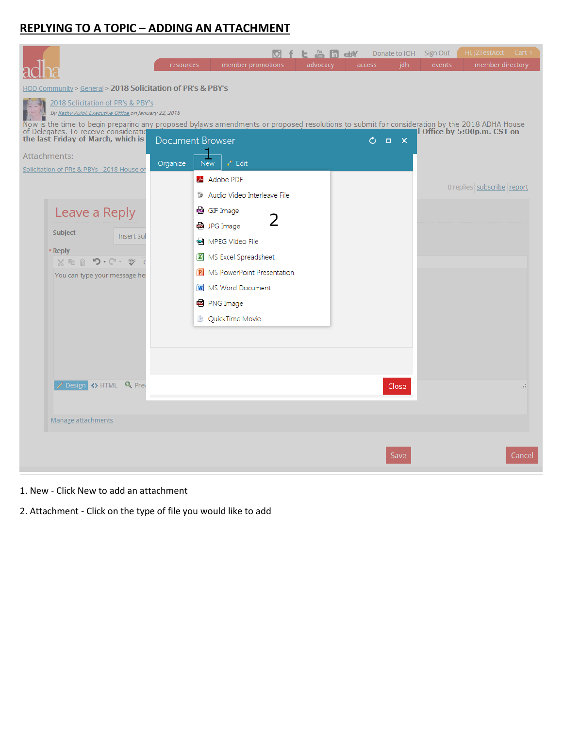## REPLYING TO A TOPIC – ADDING AN ATTACHMENT

1. New - Click New to add an attachment

2. Attachment - Click on the type of file you would like to add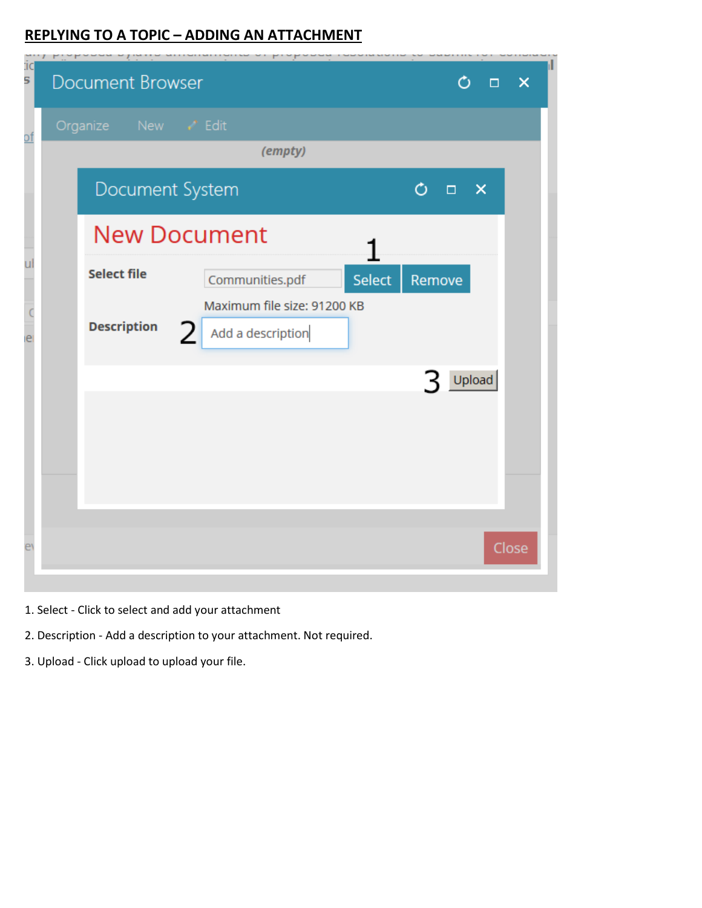**REPLYING TO A TOPIC – ADDING AN ATTACHMENT**

Document Browser

Organize New Edit

(empty)

Document System

New Document

Select file Communities.pdf Select Remove

Maximum file size: 91200 KB

Description Add a description

Upload

Close

1. Select - Click to select and add your attachment
2. Description - Add a description to your attachment. Not required.
3. Upload - Click upload to upload your file.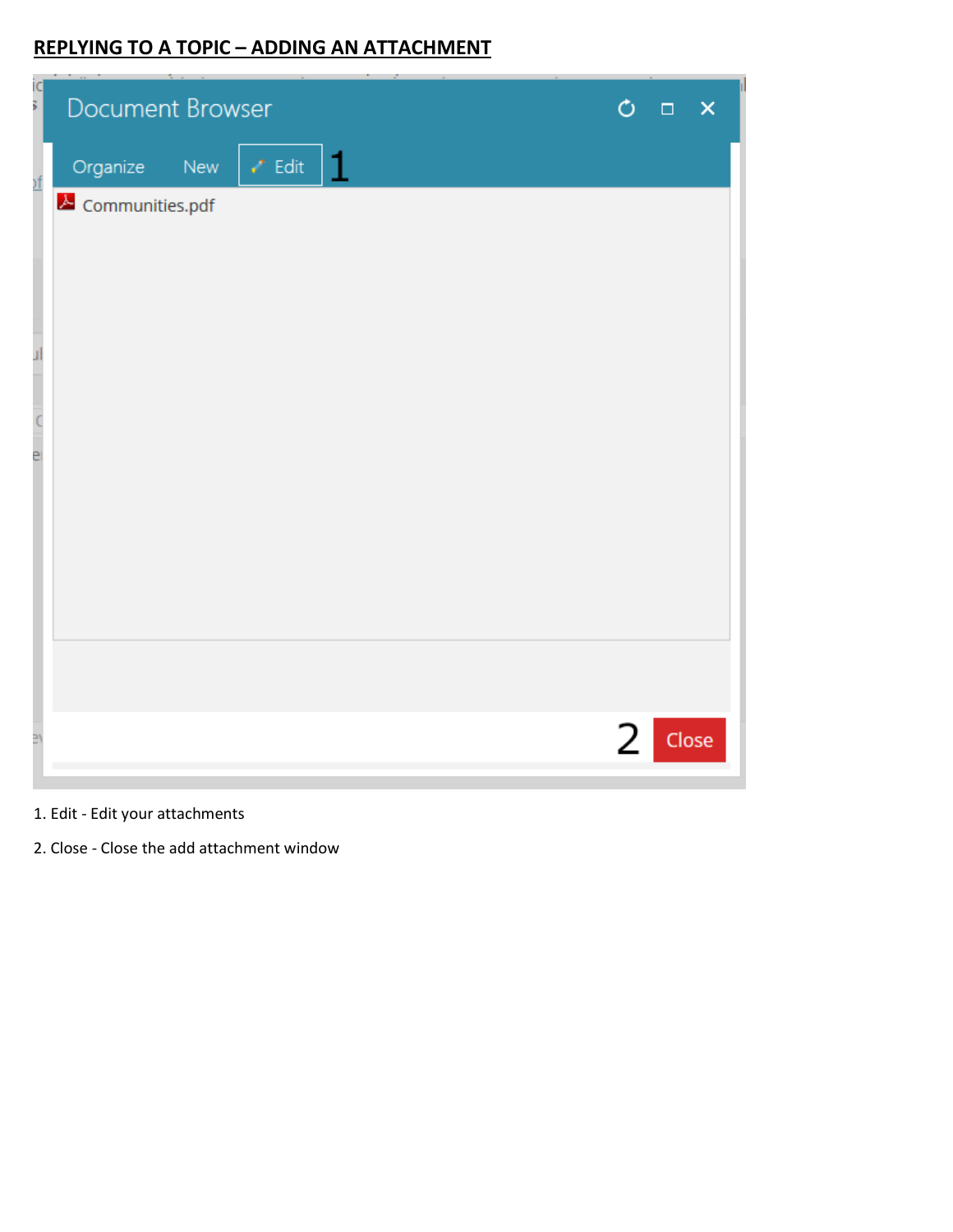**REPLYING TO A TOPIC – ADDING AN ATTACHMENT**

1. Edit - Edit your attachments

2. Close - Close the add attachment window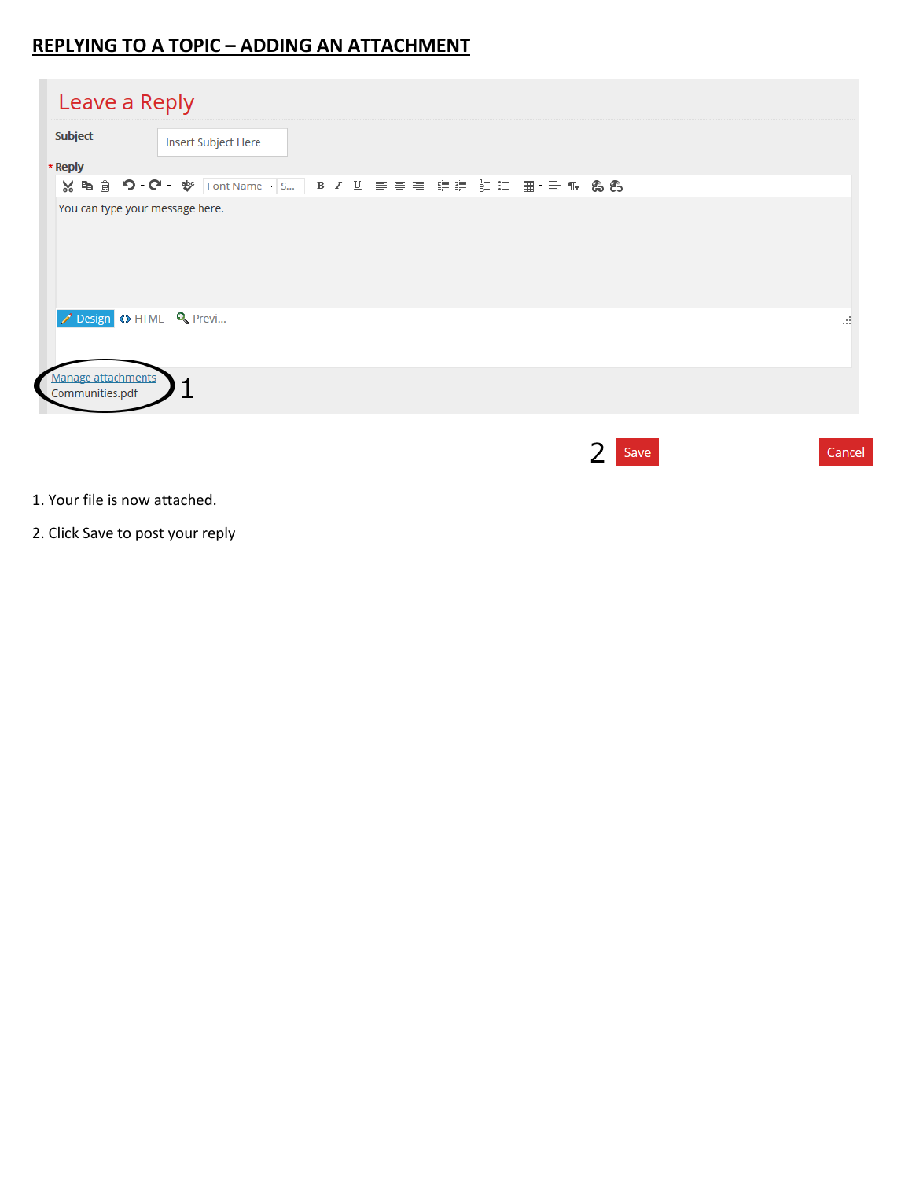## REPLYING TO A TOPIC – ADDING AN ATTACHMENT

Leave a Reply

Subject Insert Subject Here

\* Reply

You can type your message here.

Design HTML Previ...

Manage attachments
Communities.pdf 1

2 Save Cancel

1. Your file is now attached.
2. Click Save to post your reply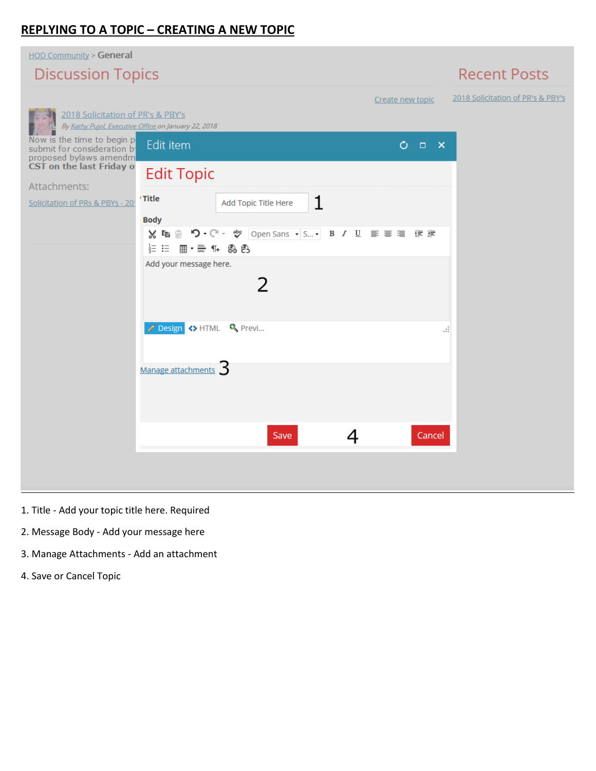## REPLYING TO A TOPIC – CREATING A NEW TOPIC

1. Title - Add your topic title here. Required
2. Message Body - Add your message here
3. Manage Attachments - Add an attachment
4. Save or Cancel Topic